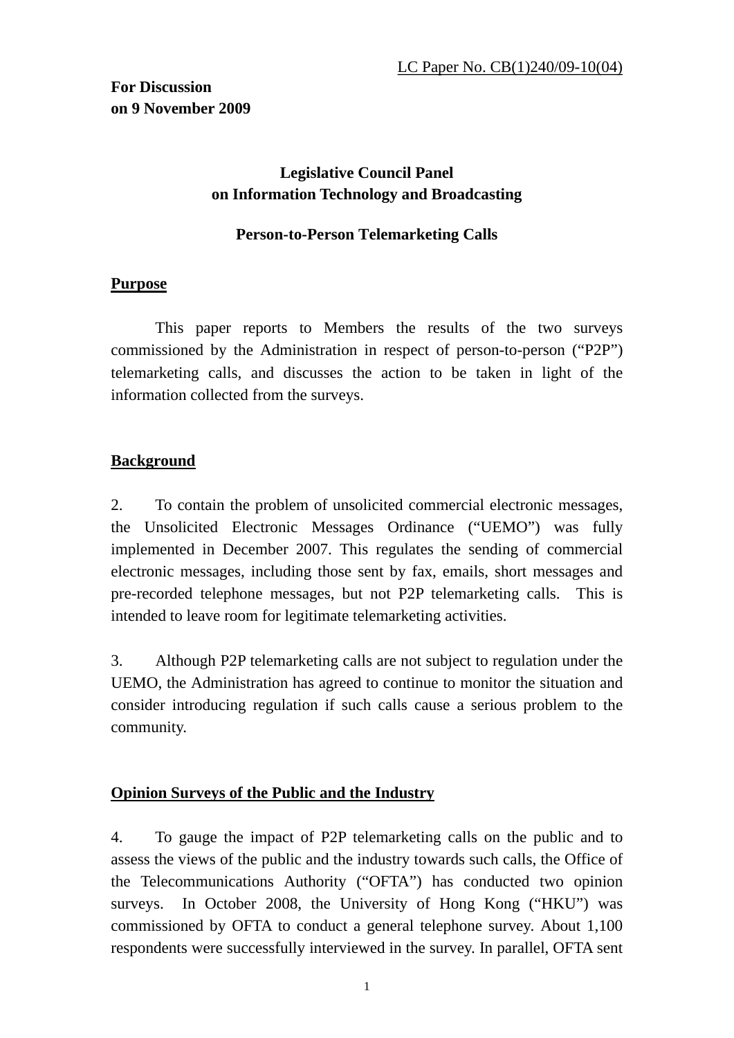LC Paper No. CB(1)240/09-10(04)

**For Discussion**
**on 9 November 2009**

**Legislative Council Panel**
**on Information Technology and Broadcasting**

**Person-to-Person Telemarketing Calls**

## Purpose

This paper reports to Members the results of the two surveys commissioned by the Administration in respect of person-to-person ("P2P") telemarketing calls, and discusses the action to be taken in light of the information collected from the surveys.

## Background

2. To contain the problem of unsolicited commercial electronic messages, the Unsolicited Electronic Messages Ordinance ("UEMO") was fully implemented in December 2007. This regulates the sending of commercial electronic messages, including those sent by fax, emails, short messages and pre-recorded telephone messages, but not P2P telemarketing calls. This is intended to leave room for legitimate telemarketing activities.

3. Although P2P telemarketing calls are not subject to regulation under the UEMO, the Administration has agreed to continue to monitor the situation and consider introducing regulation if such calls cause a serious problem to the community.

## Opinion Surveys of the Public and the Industry

4. To gauge the impact of P2P telemarketing calls on the public and to assess the views of the public and the industry towards such calls, the Office of the Telecommunications Authority ("OFTA") has conducted two opinion surveys. In October 2008, the University of Hong Kong ("HKU") was commissioned by OFTA to conduct a general telephone survey. About 1,100 respondents were successfully interviewed in the survey. In parallel, OFTA sent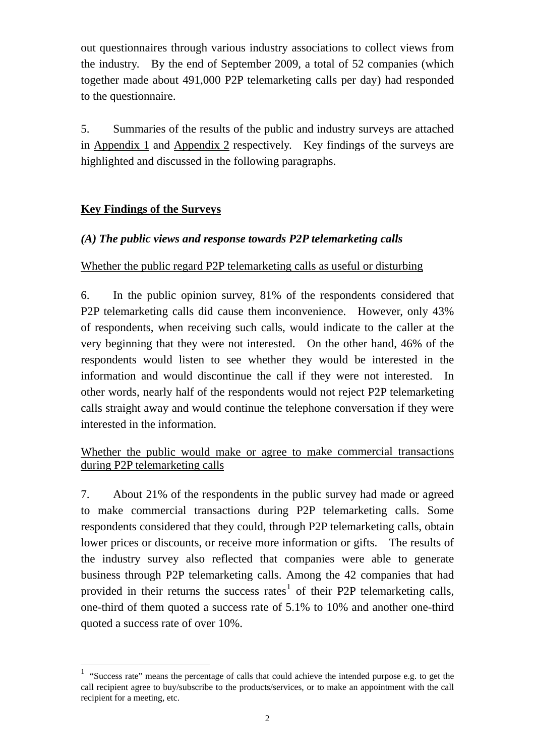out questionnaires through various industry associations to collect views from the industry. By the end of September 2009, a total of 52 companies (which together made about 491,000 P2P telemarketing calls per day) had responded to the questionnaire.

5. Summaries of the results of the public and industry surveys are attached in Appendix 1 and Appendix 2 respectively. Key findings of the surveys are highlighted and discussed in the following paragraphs.

## Key Findings of the Surveys

### *(A) The public views and response towards P2P telemarketing calls*

Whether the public regard P2P telemarketing calls as useful or disturbing

6. In the public opinion survey, 81% of the respondents considered that P2P telemarketing calls did cause them inconvenience. However, only 43% of respondents, when receiving such calls, would indicate to the caller at the very beginning that they were not interested. On the other hand, 46% of the respondents would listen to see whether they would be interested in the information and would discontinue the call if they were not interested. In other words, nearly half of the respondents would not reject P2P telemarketing calls straight away and would continue the telephone conversation if they were interested in the information.

Whether the public would make or agree to make commercial transactions during P2P telemarketing calls

7. About 21% of the respondents in the public survey had made or agreed to make commercial transactions during P2P telemarketing calls. Some respondents considered that they could, through P2P telemarketing calls, obtain lower prices or discounts, or receive more information or gifts. The results of the industry survey also reflected that companies were able to generate business through P2P telemarketing calls. Among the 42 companies that had provided in their returns the success rates[1] of their P2P telemarketing calls, one-third of them quoted a success rate of 5.1% to 10% and another one-third quoted a success rate of over 10%.

[1] "Success rate" means the percentage of calls that could achieve the intended purpose e.g. to get the call recipient agree to buy/subscribe to the products/services, or to make an appointment with the call recipient for a meeting, etc.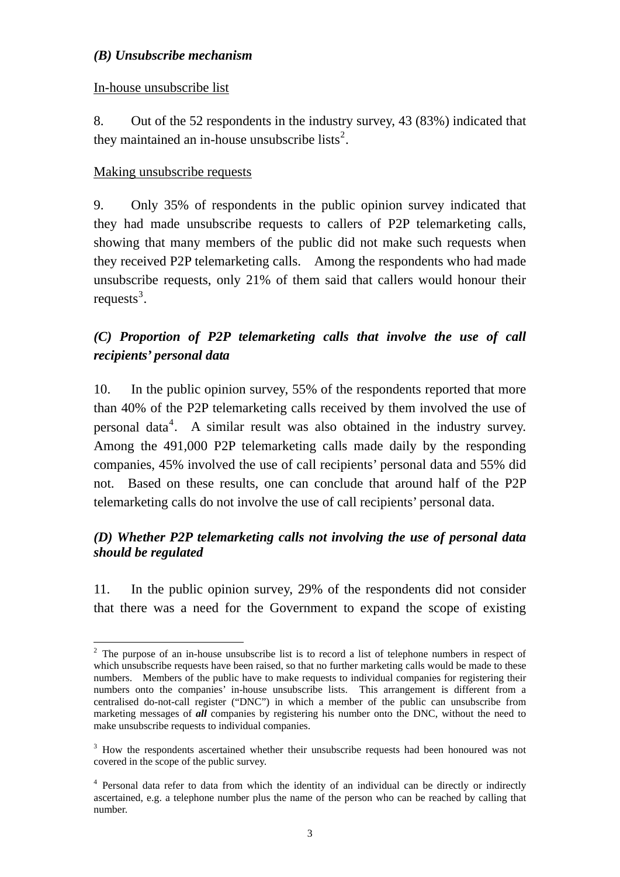***(B) Unsubscribe mechanism***

In-house unsubscribe list

8. Out of the 52 respondents in the industry survey, 43 (83%) indicated that they maintained an in-house unsubscribe lists[2].

Making unsubscribe requests

9. Only 35% of respondents in the public opinion survey indicated that they had made unsubscribe requests to callers of P2P telemarketing calls, showing that many members of the public did not make such requests when they received P2P telemarketing calls. Among the respondents who had made unsubscribe requests, only 21% of them said that callers would honour their requests[3].

***(C) Proportion of P2P telemarketing calls that involve the use of call recipients' personal data***

10. In the public opinion survey, 55% of the respondents reported that more than 40% of the P2P telemarketing calls received by them involved the use of personal data[4]. A similar result was also obtained in the industry survey. Among the 491,000 P2P telemarketing calls made daily by the responding companies, 45% involved the use of call recipients' personal data and 55% did not. Based on these results, one can conclude that around half of the P2P telemarketing calls do not involve the use of call recipients' personal data.

***(D) Whether P2P telemarketing calls not involving the use of personal data should be regulated***

11. In the public opinion survey, 29% of the respondents did not consider that there was a need for the Government to expand the scope of existing

---

[2] The purpose of an in-house unsubscribe list is to record a list of telephone numbers in respect of which unsubscribe requests have been raised, so that no further marketing calls would be made to these numbers. Members of the public have to make requests to individual companies for registering their numbers onto the companies' in-house unsubscribe lists. This arrangement is different from a centralised do-not-call register ("DNC") in which a member of the public can unsubscribe from marketing messages of ***all*** companies by registering his number onto the DNC, without the need to make unsubscribe requests to individual companies.

[3] How the respondents ascertained whether their unsubscribe requests had been honoured was not covered in the scope of the public survey.

[4] Personal data refer to data from which the identity of an individual can be directly or indirectly ascertained, e.g. a telephone number plus the name of the person who can be reached by calling that number.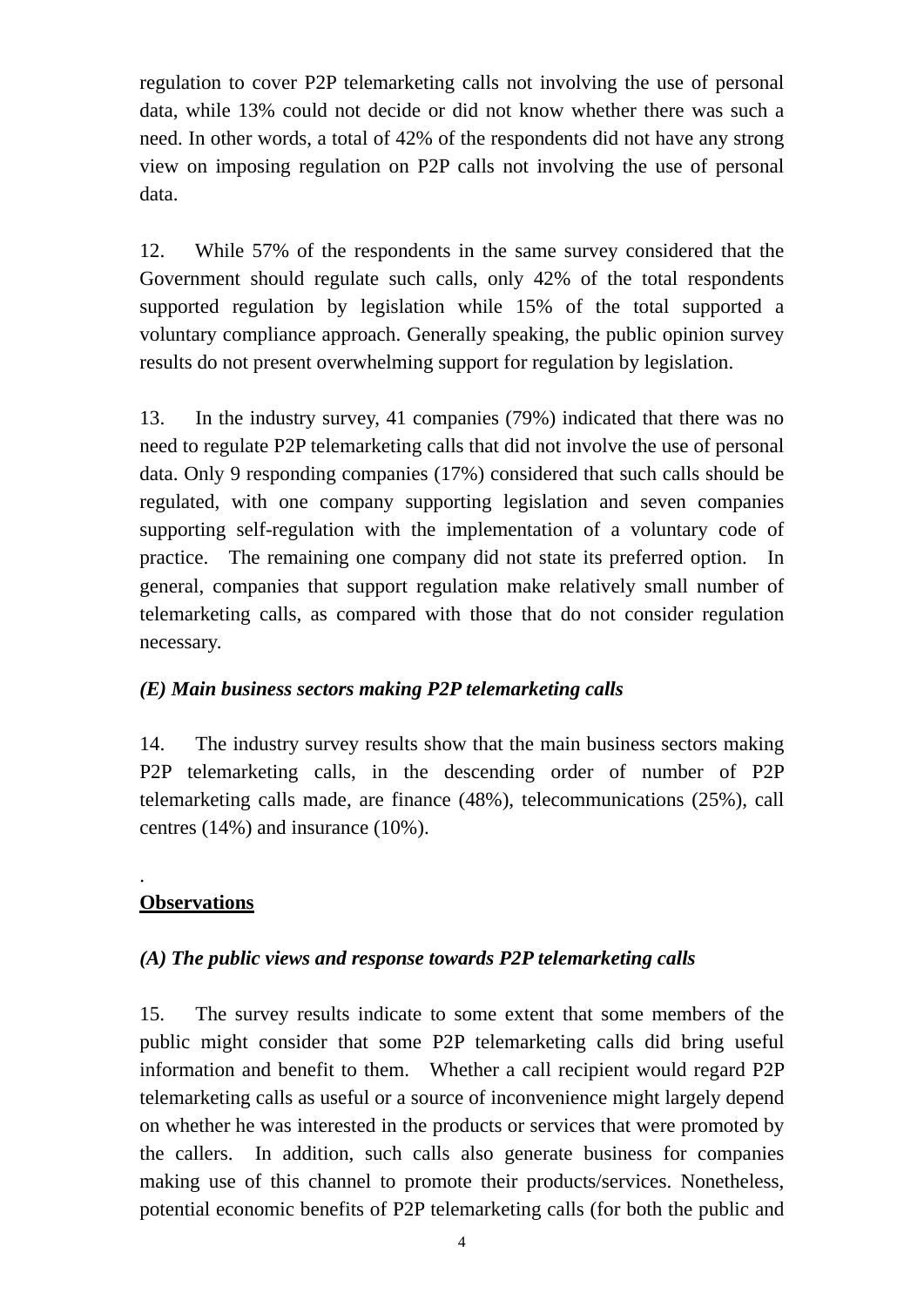regulation to cover P2P telemarketing calls not involving the use of personal data, while 13% could not decide or did not know whether there was such a need. In other words, a total of 42% of the respondents did not have any strong view on imposing regulation on P2P calls not involving the use of personal data.

12. While 57% of the respondents in the same survey considered that the Government should regulate such calls, only 42% of the total respondents supported regulation by legislation while 15% of the total supported a voluntary compliance approach. Generally speaking, the public opinion survey results do not present overwhelming support for regulation by legislation.

13. In the industry survey, 41 companies (79%) indicated that there was no need to regulate P2P telemarketing calls that did not involve the use of personal data. Only 9 responding companies (17%) considered that such calls should be regulated, with one company supporting legislation and seven companies supporting self-regulation with the implementation of a voluntary code of practice. The remaining one company did not state its preferred option. In general, companies that support regulation make relatively small number of telemarketing calls, as compared with those that do not consider regulation necessary.

***(E) Main business sectors making P2P telemarketing calls***

14. The industry survey results show that the main business sectors making P2P telemarketing calls, in the descending order of number of P2P telemarketing calls made, are finance (48%), telecommunications (25%), call centres (14%) and insurance (10%).

.

## Observations

***(A) The public views and response towards P2P telemarketing calls***

15. The survey results indicate to some extent that some members of the public might consider that some P2P telemarketing calls did bring useful information and benefit to them. Whether a call recipient would regard P2P telemarketing calls as useful or a source of inconvenience might largely depend on whether he was interested in the products or services that were promoted by the callers. In addition, such calls also generate business for companies making use of this channel to promote their products/services. Nonetheless, potential economic benefits of P2P telemarketing calls (for both the public and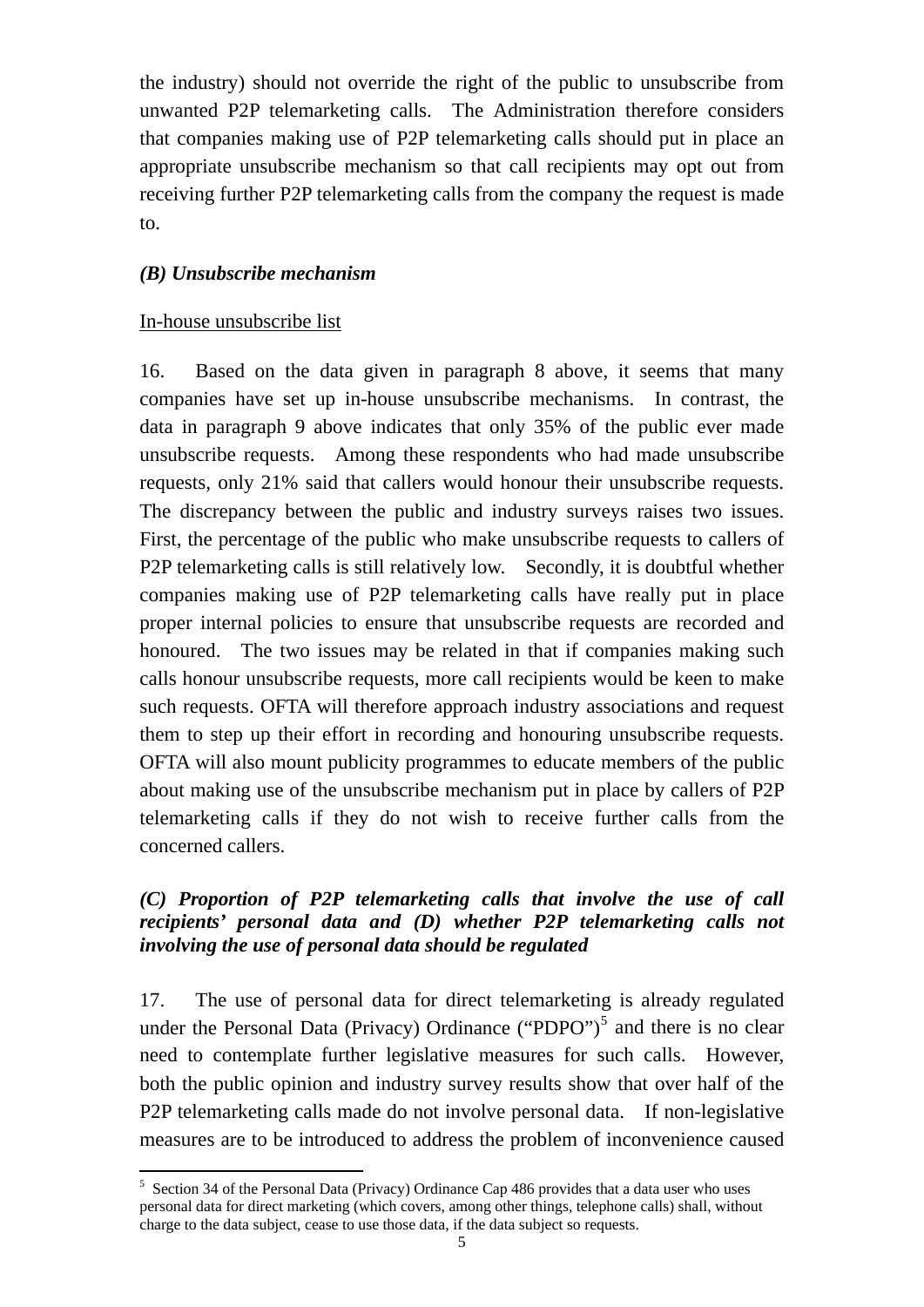the industry) should not override the right of the public to unsubscribe from unwanted P2P telemarketing calls. The Administration therefore considers that companies making use of P2P telemarketing calls should put in place an appropriate unsubscribe mechanism so that call recipients may opt out from receiving further P2P telemarketing calls from the company the request is made to.

***(B) Unsubscribe mechanism***

In-house unsubscribe list

16. Based on the data given in paragraph 8 above, it seems that many companies have set up in-house unsubscribe mechanisms. In contrast, the data in paragraph 9 above indicates that only 35% of the public ever made unsubscribe requests. Among these respondents who had made unsubscribe requests, only 21% said that callers would honour their unsubscribe requests. The discrepancy between the public and industry surveys raises two issues. First, the percentage of the public who make unsubscribe requests to callers of P2P telemarketing calls is still relatively low. Secondly, it is doubtful whether companies making use of P2P telemarketing calls have really put in place proper internal policies to ensure that unsubscribe requests are recorded and honoured. The two issues may be related in that if companies making such calls honour unsubscribe requests, more call recipients would be keen to make such requests. OFTA will therefore approach industry associations and request them to step up their effort in recording and honouring unsubscribe requests. OFTA will also mount publicity programmes to educate members of the public about making use of the unsubscribe mechanism put in place by callers of P2P telemarketing calls if they do not wish to receive further calls from the concerned callers.

***(C) Proportion of P2P telemarketing calls that involve the use of call recipients' personal data and (D) whether P2P telemarketing calls not involving the use of personal data should be regulated***

17. The use of personal data for direct telemarketing is already regulated under the Personal Data (Privacy) Ordinance ("PDPO")[5] and there is no clear need to contemplate further legislative measures for such calls. However, both the public opinion and industry survey results show that over half of the P2P telemarketing calls made do not involve personal data. If non-legislative measures are to be introduced to address the problem of inconvenience caused

[5] Section 34 of the Personal Data (Privacy) Ordinance Cap 486 provides that a data user who uses personal data for direct marketing (which covers, among other things, telephone calls) shall, without charge to the data subject, cease to use those data, if the data subject so requests.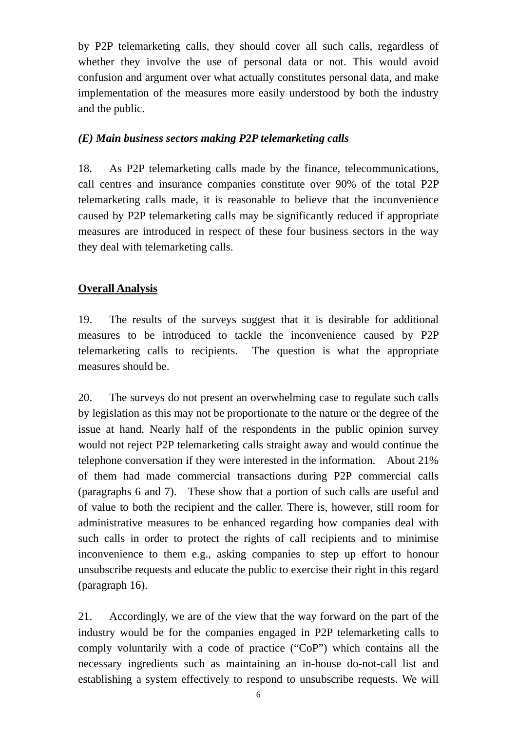by P2P telemarketing calls, they should cover all such calls, regardless of whether they involve the use of personal data or not. This would avoid confusion and argument over what actually constitutes personal data, and make implementation of the measures more easily understood by both the industry and the public.

### *(E) Main business sectors making P2P telemarketing calls*

18. As P2P telemarketing calls made by the finance, telecommunications, call centres and insurance companies constitute over 90% of the total P2P telemarketing calls made, it is reasonable to believe that the inconvenience caused by P2P telemarketing calls may be significantly reduced if appropriate measures are introduced in respect of these four business sectors in the way they deal with telemarketing calls.

## Overall Analysis

19. The results of the surveys suggest that it is desirable for additional measures to be introduced to tackle the inconvenience caused by P2P telemarketing calls to recipients. The question is what the appropriate measures should be.

20. The surveys do not present an overwhelming case to regulate such calls by legislation as this may not be proportionate to the nature or the degree of the issue at hand. Nearly half of the respondents in the public opinion survey would not reject P2P telemarketing calls straight away and would continue the telephone conversation if they were interested in the information. About 21% of them had made commercial transactions during P2P commercial calls (paragraphs 6 and 7). These show that a portion of such calls are useful and of value to both the recipient and the caller. There is, however, still room for administrative measures to be enhanced regarding how companies deal with such calls in order to protect the rights of call recipients and to minimise inconvenience to them e.g., asking companies to step up effort to honour unsubscribe requests and educate the public to exercise their right in this regard (paragraph 16).

21. Accordingly, we are of the view that the way forward on the part of the industry would be for the companies engaged in P2P telemarketing calls to comply voluntarily with a code of practice ("CoP") which contains all the necessary ingredients such as maintaining an in-house do-not-call list and establishing a system effectively to respond to unsubscribe requests. We will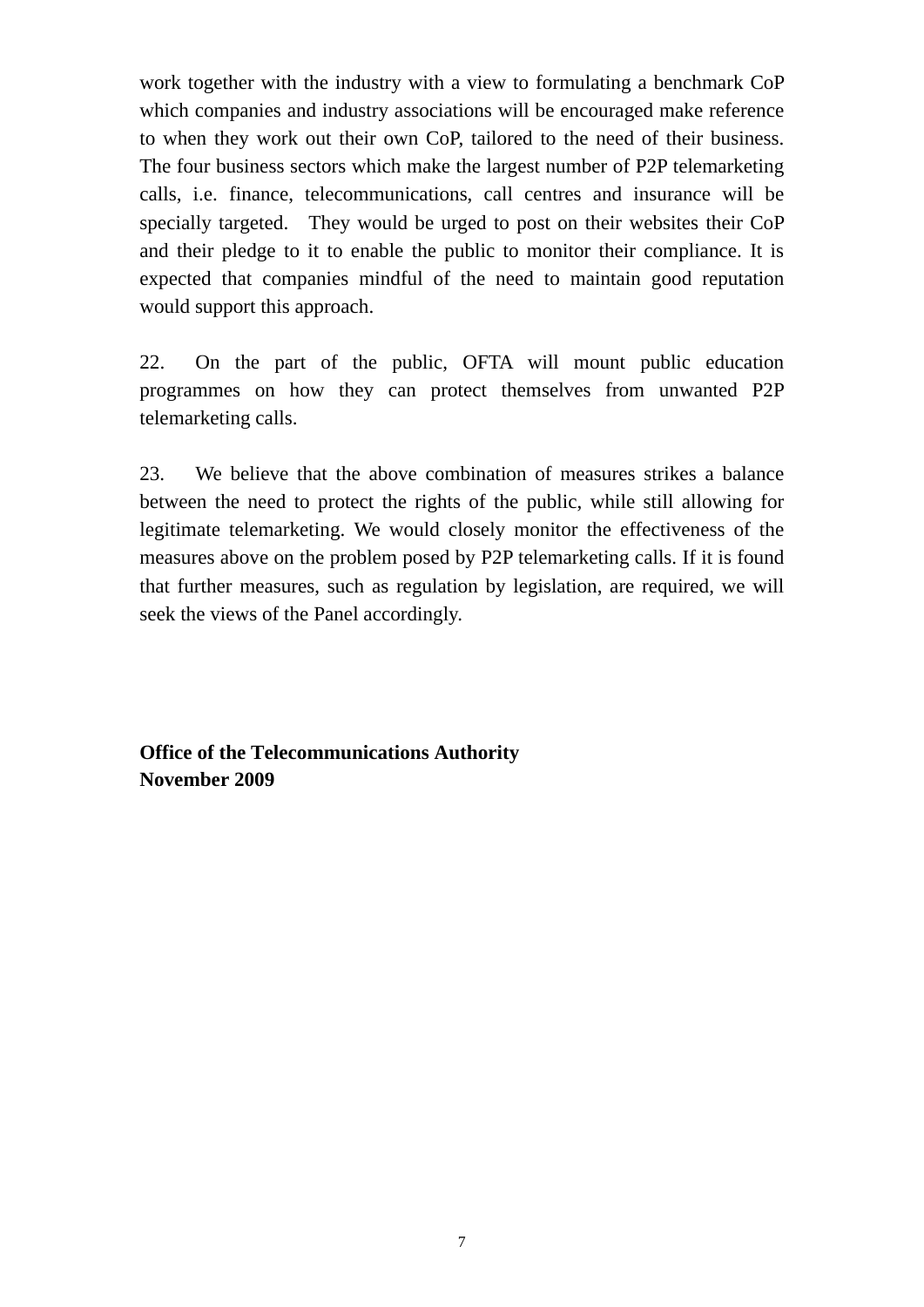work together with the industry with a view to formulating a benchmark CoP which companies and industry associations will be encouraged make reference to when they work out their own CoP, tailored to the need of their business. The four business sectors which make the largest number of P2P telemarketing calls, i.e. finance, telecommunications, call centres and insurance will be specially targeted. They would be urged to post on their websites their CoP and their pledge to it to enable the public to monitor their compliance. It is expected that companies mindful of the need to maintain good reputation would support this approach.

22. On the part of the public, OFTA will mount public education programmes on how they can protect themselves from unwanted P2P telemarketing calls.

23. We believe that the above combination of measures strikes a balance between the need to protect the rights of the public, while still allowing for legitimate telemarketing. We would closely monitor the effectiveness of the measures above on the problem posed by P2P telemarketing calls. If it is found that further measures, such as regulation by legislation, are required, we will seek the views of the Panel accordingly.

**Office of the Telecommunications Authority**
**November 2009**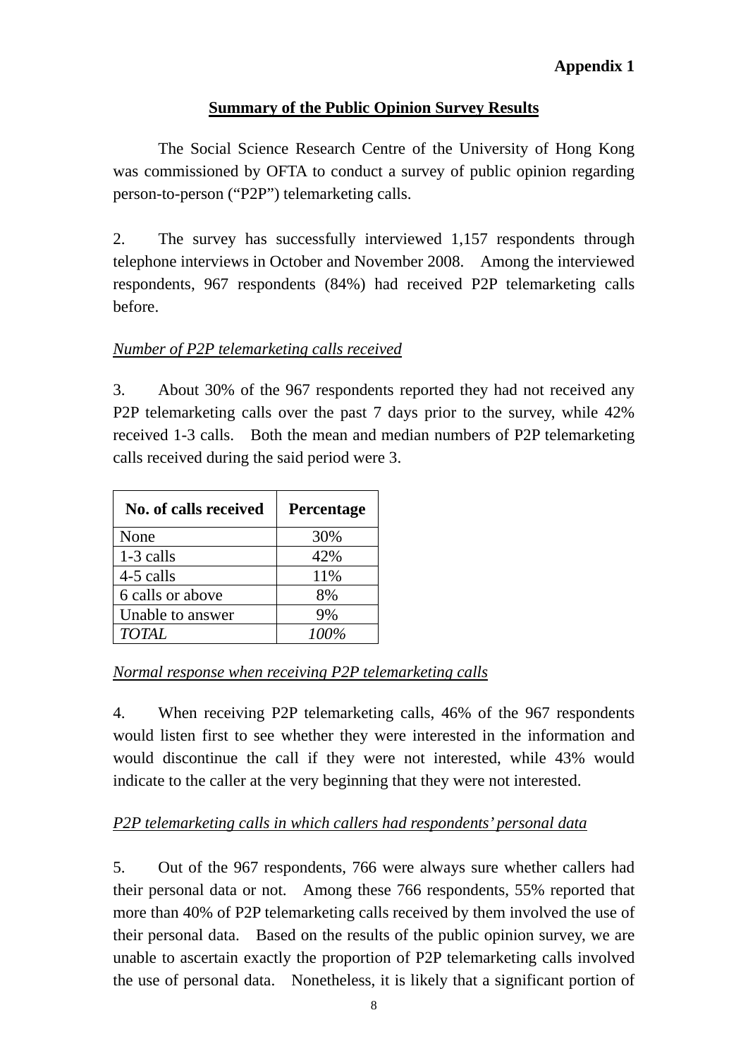**Appendix 1**

## Summary of the Public Opinion Survey Results

The Social Science Research Centre of the University of Hong Kong was commissioned by OFTA to conduct a survey of public opinion regarding person-to-person ("P2P") telemarketing calls.

2. The survey has successfully interviewed 1,157 respondents through telephone interviews in October and November 2008. Among the interviewed respondents, 967 respondents (84%) had received P2P telemarketing calls before.

*Number of P2P telemarketing calls received*

3. About 30% of the 967 respondents reported they had not received any P2P telemarketing calls over the past 7 days prior to the survey, while 42% received 1-3 calls. Both the mean and median numbers of P2P telemarketing calls received during the said period were 3.

| No. of calls received | Percentage |
|---|---|
| None | 30% |
| 1-3 calls | 42% |
| 4-5 calls | 11% |
| 6 calls or above | 8% |
| Unable to answer | 9% |
| *TOTAL* | *100%* |

*Normal response when receiving P2P telemarketing calls*

4. When receiving P2P telemarketing calls, 46% of the 967 respondents would listen first to see whether they were interested in the information and would discontinue the call if they were not interested, while 43% would indicate to the caller at the very beginning that they were not interested.

*P2P telemarketing calls in which callers had respondents' personal data*

5. Out of the 967 respondents, 766 were always sure whether callers had their personal data or not. Among these 766 respondents, 55% reported that more than 40% of P2P telemarketing calls received by them involved the use of their personal data. Based on the results of the public opinion survey, we are unable to ascertain exactly the proportion of P2P telemarketing calls involved the use of personal data. Nonetheless, it is likely that a significant portion of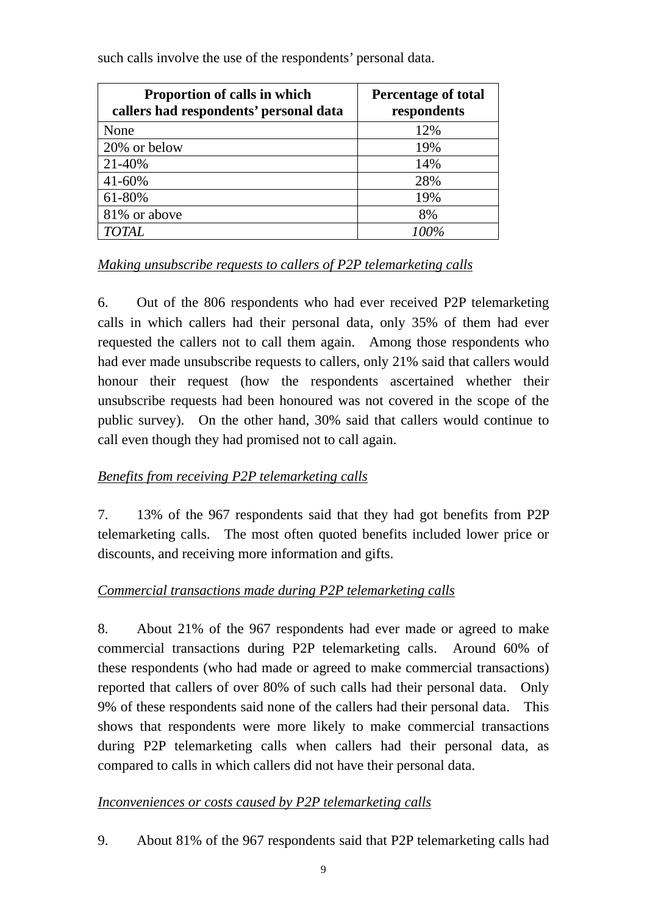such calls involve the use of the respondents' personal data.

| Proportion of calls in which callers had respondents' personal data | Percentage of total respondents |
|---|---|
| None | 12% |
| 20% or below | 19% |
| 21-40% | 14% |
| 41-60% | 28% |
| 61-80% | 19% |
| 81% or above | 8% |
| *TOTAL* | *100%* |

<u>*Making unsubscribe requests to callers of P2P telemarketing calls*</u>

6. Out of the 806 respondents who had ever received P2P telemarketing calls in which callers had their personal data, only 35% of them had ever requested the callers not to call them again. Among those respondents who had ever made unsubscribe requests to callers, only 21% said that callers would honour their request (how the respondents ascertained whether their unsubscribe requests had been honoured was not covered in the scope of the public survey). On the other hand, 30% said that callers would continue to call even though they had promised not to call again.

<u>*Benefits from receiving P2P telemarketing calls*</u>

7. 13% of the 967 respondents said that they had got benefits from P2P telemarketing calls. The most often quoted benefits included lower price or discounts, and receiving more information and gifts.

<u>*Commercial transactions made during P2P telemarketing calls*</u>

8. About 21% of the 967 respondents had ever made or agreed to make commercial transactions during P2P telemarketing calls. Around 60% of these respondents (who had made or agreed to make commercial transactions) reported that callers of over 80% of such calls had their personal data. Only 9% of these respondents said none of the callers had their personal data. This shows that respondents were more likely to make commercial transactions during P2P telemarketing calls when callers had their personal data, as compared to calls in which callers did not have their personal data.

<u>*Inconveniences or costs caused by P2P telemarketing calls*</u>

9. About 81% of the 967 respondents said that P2P telemarketing calls had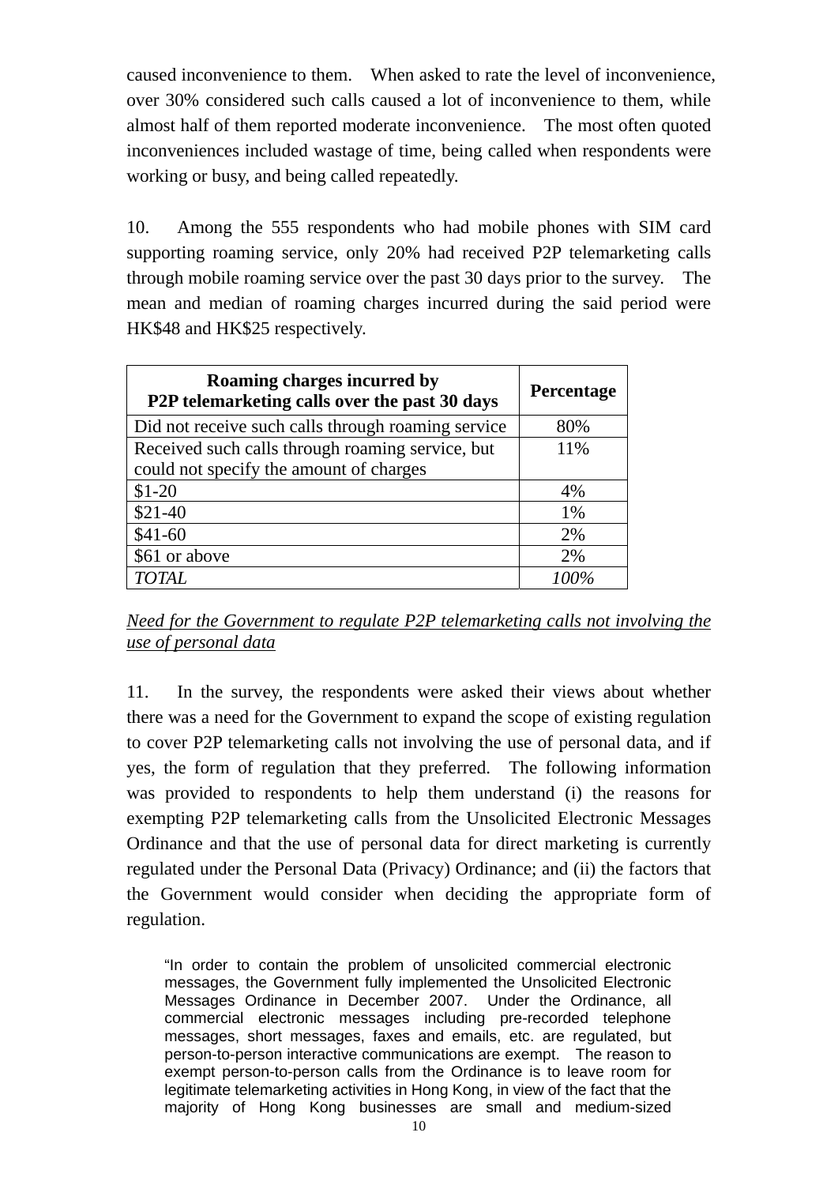caused inconvenience to them. When asked to rate the level of inconvenience, over 30% considered such calls caused a lot of inconvenience to them, while almost half of them reported moderate inconvenience. The most often quoted inconveniences included wastage of time, being called when respondents were working or busy, and being called repeatedly.

10. Among the 555 respondents who had mobile phones with SIM card supporting roaming service, only 20% had received P2P telemarketing calls through mobile roaming service over the past 30 days prior to the survey. The mean and median of roaming charges incurred during the said period were HK$48 and HK$25 respectively.

| **Roaming charges incurred by P2P telemarketing calls over the past 30 days** | **Percentage** |
|---|---|
| Did not receive such calls through roaming service | 80% |
| Received such calls through roaming service, but could not specify the amount of charges | 11% |
| $1-20 | 4% |
| $21-40 | 1% |
| $41-60 | 2% |
| $61 or above | 2% |
| *TOTAL* | *100%* |

*Need for the Government to regulate P2P telemarketing calls not involving the use of personal data*

11. In the survey, the respondents were asked their views about whether there was a need for the Government to expand the scope of existing regulation to cover P2P telemarketing calls not involving the use of personal data, and if yes, the form of regulation that they preferred. The following information was provided to respondents to help them understand (i) the reasons for exempting P2P telemarketing calls from the Unsolicited Electronic Messages Ordinance and that the use of personal data for direct marketing is currently regulated under the Personal Data (Privacy) Ordinance; and (ii) the factors that the Government would consider when deciding the appropriate form of regulation.

> "In order to contain the problem of unsolicited commercial electronic messages, the Government fully implemented the Unsolicited Electronic Messages Ordinance in December 2007. Under the Ordinance, all commercial electronic messages including pre-recorded telephone messages, short messages, faxes and emails, etc. are regulated, but person-to-person interactive communications are exempt. The reason to exempt person-to-person calls from the Ordinance is to leave room for legitimate telemarketing activities in Hong Kong, in view of the fact that the majority of Hong Kong businesses are small and medium-sized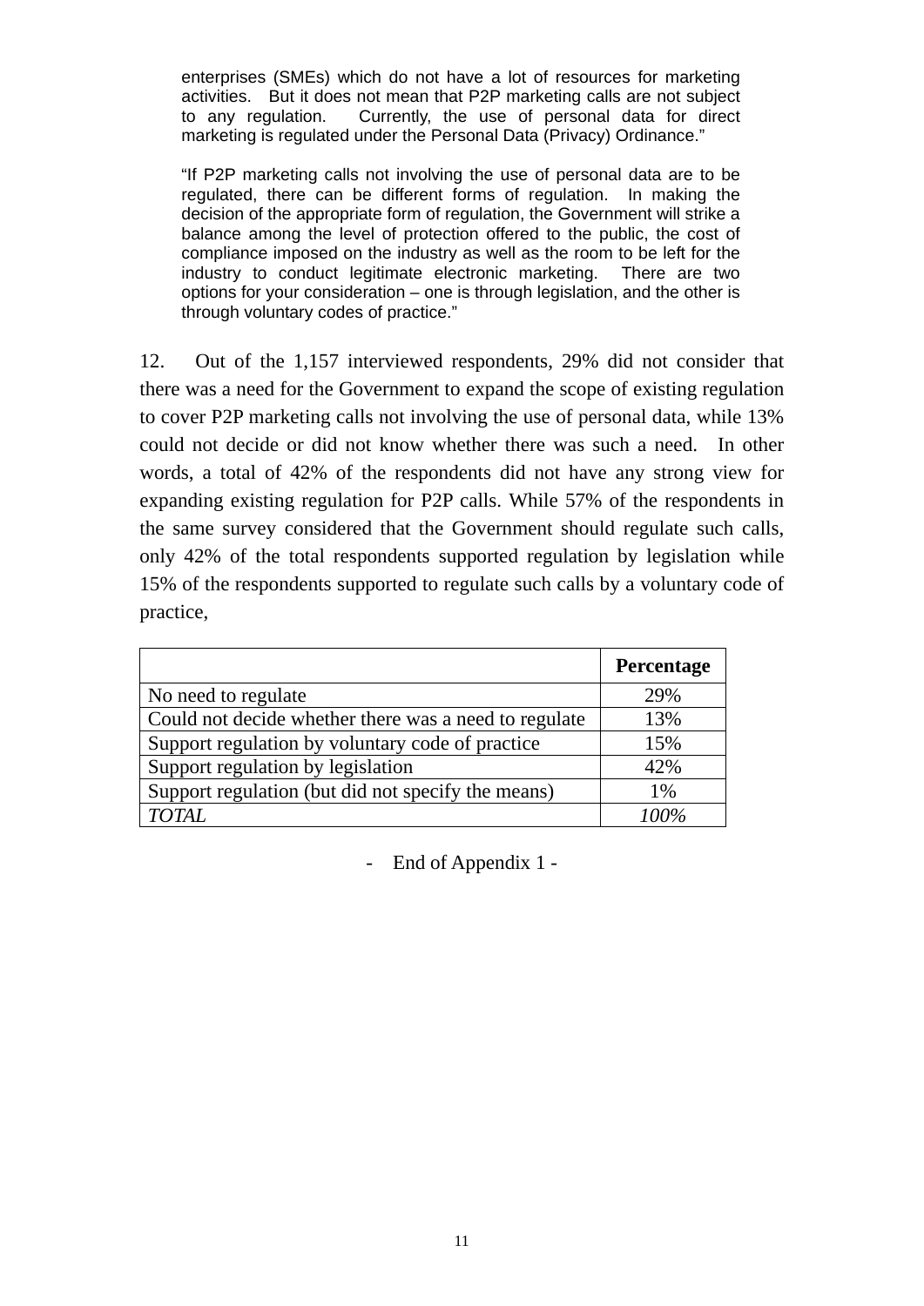> enterprises (SMEs) which do not have a lot of resources for marketing activities. But it does not mean that P2P marketing calls are not subject to any regulation. Currently, the use of personal data for direct marketing is regulated under the Personal Data (Privacy) Ordinance."
>
> "If P2P marketing calls not involving the use of personal data are to be regulated, there can be different forms of regulation. In making the decision of the appropriate form of regulation, the Government will strike a balance among the level of protection offered to the public, the cost of compliance imposed on the industry as well as the room to be left for the industry to conduct legitimate electronic marketing. There are two options for your consideration – one is through legislation, and the other is through voluntary codes of practice."

12. Out of the 1,157 interviewed respondents, 29% did not consider that there was a need for the Government to expand the scope of existing regulation to cover P2P marketing calls not involving the use of personal data, while 13% could not decide or did not know whether there was such a need. In other words, a total of 42% of the respondents did not have any strong view for expanding existing regulation for P2P calls. While 57% of the respondents in the same survey considered that the Government should regulate such calls, only 42% of the total respondents supported regulation by legislation while 15% of the respondents supported to regulate such calls by a voluntary code of practice,

| | **Percentage** |
|---|---|
| No need to regulate | 29% |
| Could not decide whether there was a need to regulate | 13% |
| Support regulation by voluntary code of practice | 15% |
| Support regulation by legislation | 42% |
| Support regulation (but did not specify the means) | 1% |
| *TOTAL* | *100%* |

\- End of Appendix 1 -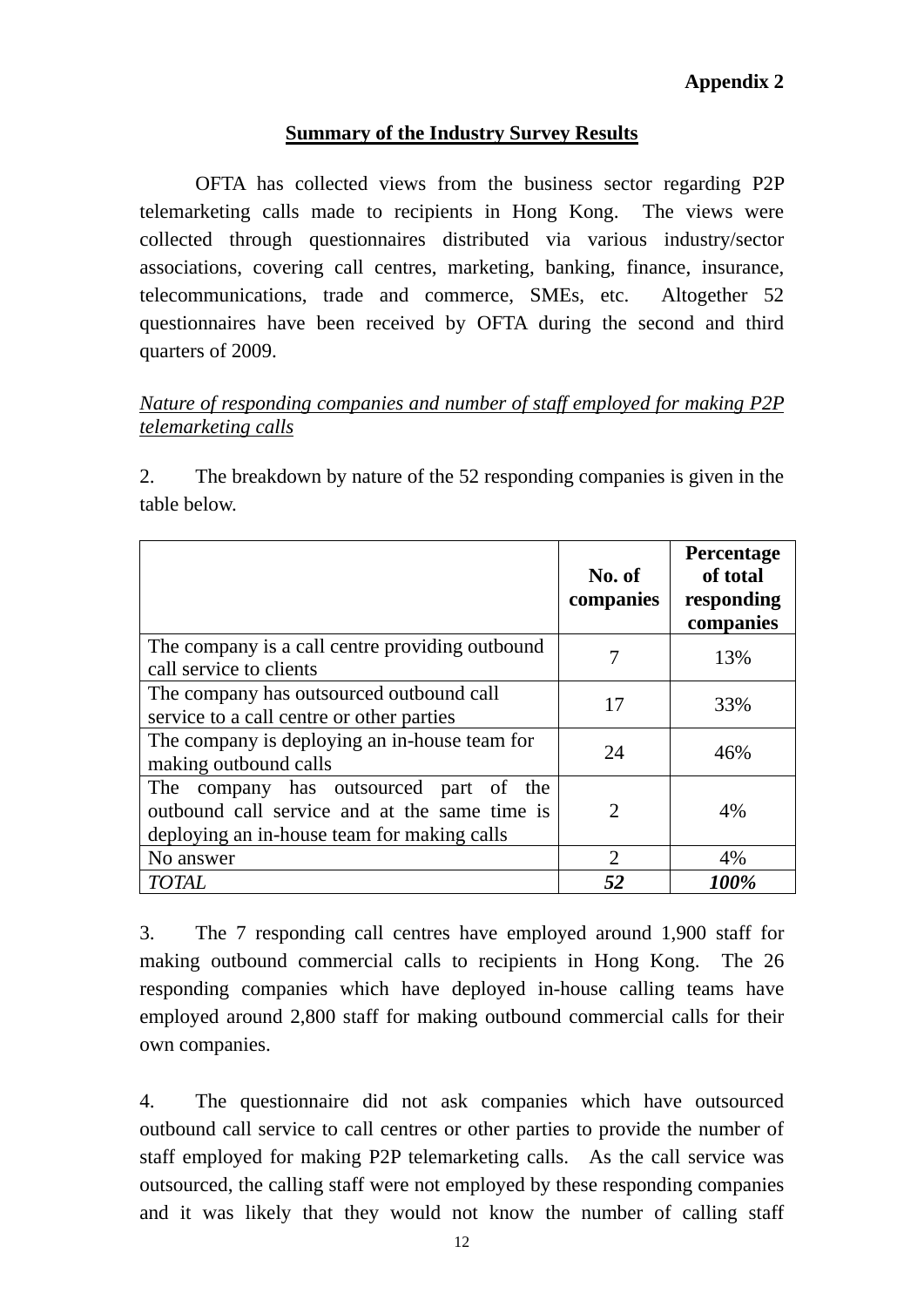**Appendix 2**

## Summary of the Industry Survey Results

OFTA has collected views from the business sector regarding P2P telemarketing calls made to recipients in Hong Kong. The views were collected through questionnaires distributed via various industry/sector associations, covering call centres, marketing, banking, finance, insurance, telecommunications, trade and commerce, SMEs, etc. Altogether 52 questionnaires have been received by OFTA during the second and third quarters of 2009.

*Nature of responding companies and number of staff employed for making P2P telemarketing calls*

2. The breakdown by nature of the 52 responding companies is given in the table below.

| | **No. of companies** | **Percentage of total responding companies** |
|---|---|---|
| The company is a call centre providing outbound call service to clients | 7 | 13% |
| The company has outsourced outbound call service to a call centre or other parties | 17 | 33% |
| The company is deploying an in-house team for making outbound calls | 24 | 46% |
| The company has outsourced part of the outbound call service and at the same time is deploying an in-house team for making calls | 2 | 4% |
| No answer | 2 | 4% |
| *TOTAL* | ***52*** | ***100%*** |

3. The 7 responding call centres have employed around 1,900 staff for making outbound commercial calls to recipients in Hong Kong. The 26 responding companies which have deployed in-house calling teams have employed around 2,800 staff for making outbound commercial calls for their own companies.

4. The questionnaire did not ask companies which have outsourced outbound call service to call centres or other parties to provide the number of staff employed for making P2P telemarketing calls. As the call service was outsourced, the calling staff were not employed by these responding companies and it was likely that they would not know the number of calling staff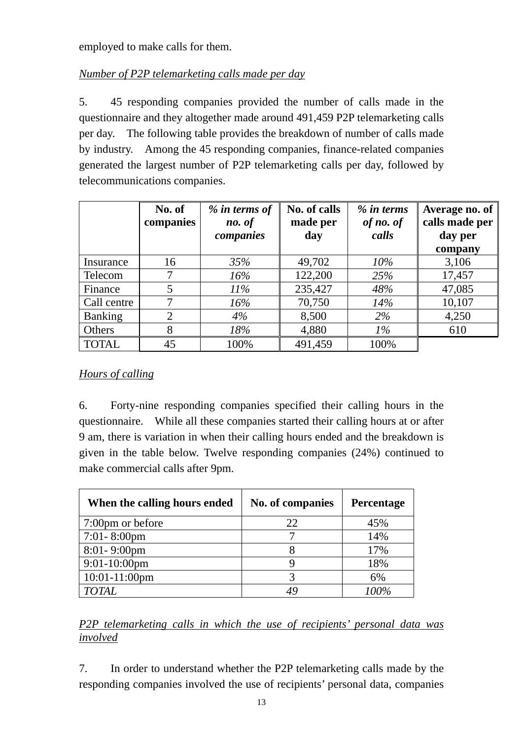employed to make calls for them.

*Number of P2P telemarketing calls made per day*

5. 45 responding companies provided the number of calls made in the questionnaire and they altogether made around 491,459 P2P telemarketing calls per day. The following table provides the breakdown of number of calls made by industry. Among the 45 responding companies, finance-related companies generated the largest number of P2P telemarketing calls per day, followed by telecommunications companies.

| | **No. of companies** | ***% in terms of no. of companies*** | **No. of calls made per day** | ***% in terms of no. of calls*** | **Average no. of calls made per day per company** |
|---|---|---|---|---|---|
| Insurance | 16 | *35%* | 49,702 | *10%* | 3,106 |
| Telecom | 7 | *16%* | 122,200 | *25%* | 17,457 |
| Finance | 5 | *11%* | 235,427 | *48%* | 47,085 |
| Call centre | 7 | *16%* | 70,750 | *14%* | 10,107 |
| Banking | 2 | *4%* | 8,500 | *2%* | 4,250 |
| Others | 8 | *18%* | 4,880 | *1%* | 610 |
| TOTAL | 45 | 100% | 491,459 | 100% | |

*Hours of calling*

6. Forty-nine responding companies specified their calling hours in the questionnaire. While all these companies started their calling hours at or after 9 am, there is variation in when their calling hours ended and the breakdown is given in the table below. Twelve responding companies (24%) continued to make commercial calls after 9pm.

| **When the calling hours ended** | **No. of companies** | **Percentage** |
|---|---|---|
| 7:00pm or before | 22 | 45% |
| 7:01- 8:00pm | 7 | 14% |
| 8:01- 9:00pm | 8 | 17% |
| 9:01-10:00pm | 9 | 18% |
| 10:01-11:00pm | 3 | 6% |
| *TOTAL* | *49* | *100%* |

*P2P telemarketing calls in which the use of recipients' personal data was involved*

7. In order to understand whether the P2P telemarketing calls made by the responding companies involved the use of recipients' personal data, companies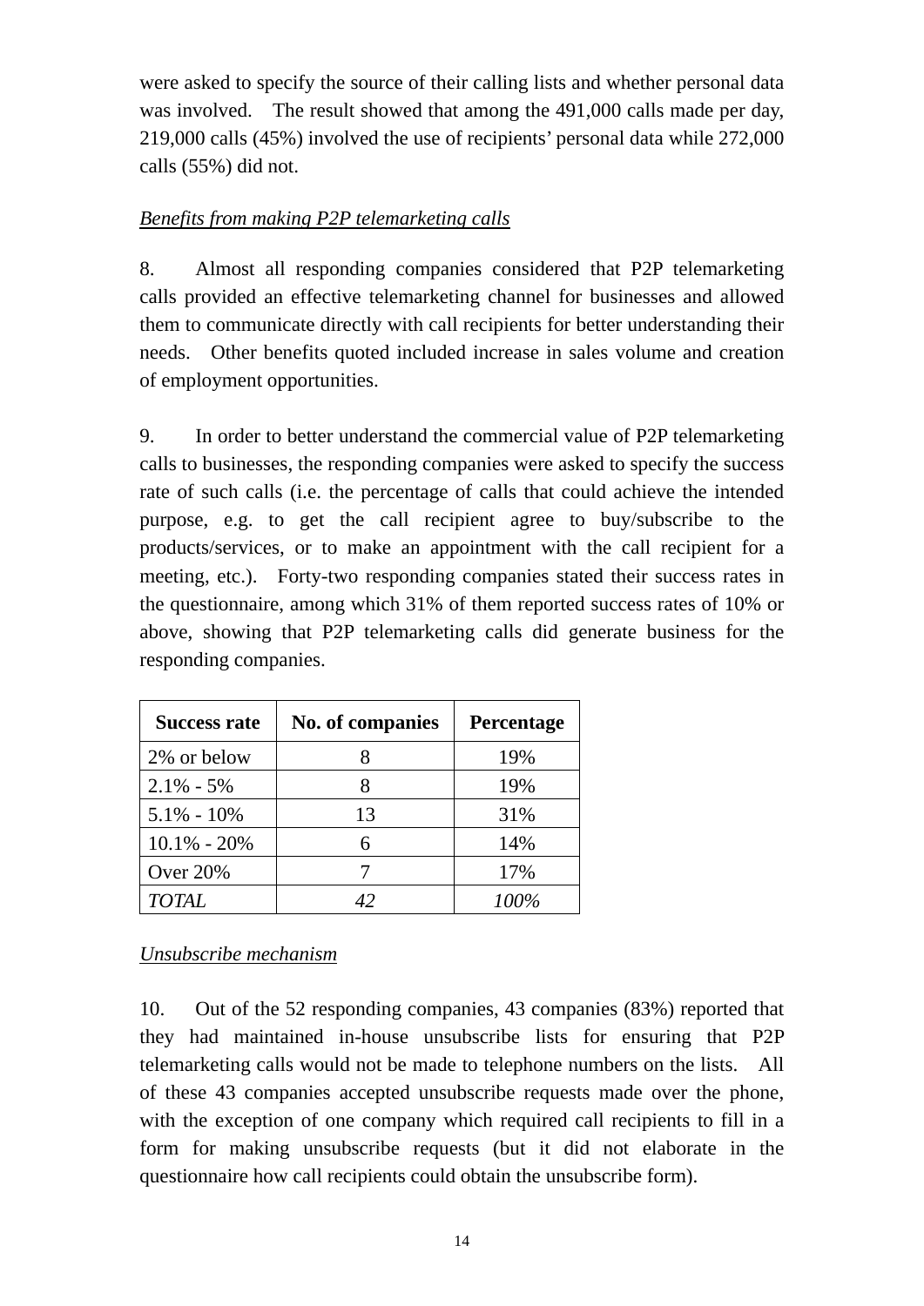were asked to specify the source of their calling lists and whether personal data was involved. The result showed that among the 491,000 calls made per day, 219,000 calls (45%) involved the use of recipients' personal data while 272,000 calls (55%) did not.

*Benefits from making P2P telemarketing calls*

8. Almost all responding companies considered that P2P telemarketing calls provided an effective telemarketing channel for businesses and allowed them to communicate directly with call recipients for better understanding their needs. Other benefits quoted included increase in sales volume and creation of employment opportunities.

9. In order to better understand the commercial value of P2P telemarketing calls to businesses, the responding companies were asked to specify the success rate of such calls (i.e. the percentage of calls that could achieve the intended purpose, e.g. to get the call recipient agree to buy/subscribe to the products/services, or to make an appointment with the call recipient for a meeting, etc.). Forty-two responding companies stated their success rates in the questionnaire, among which 31% of them reported success rates of 10% or above, showing that P2P telemarketing calls did generate business for the responding companies.

| Success rate | No. of companies | Percentage |
|---|---|---|
| 2% or below | 8 | 19% |
| 2.1% - 5% | 8 | 19% |
| 5.1% - 10% | 13 | 31% |
| 10.1% - 20% | 6 | 14% |
| Over 20% | 7 | 17% |
| *TOTAL* | *42* | *100%* |

*Unsubscribe mechanism*

10. Out of the 52 responding companies, 43 companies (83%) reported that they had maintained in-house unsubscribe lists for ensuring that P2P telemarketing calls would not be made to telephone numbers on the lists. All of these 43 companies accepted unsubscribe requests made over the phone, with the exception of one company which required call recipients to fill in a form for making unsubscribe requests (but it did not elaborate in the questionnaire how call recipients could obtain the unsubscribe form).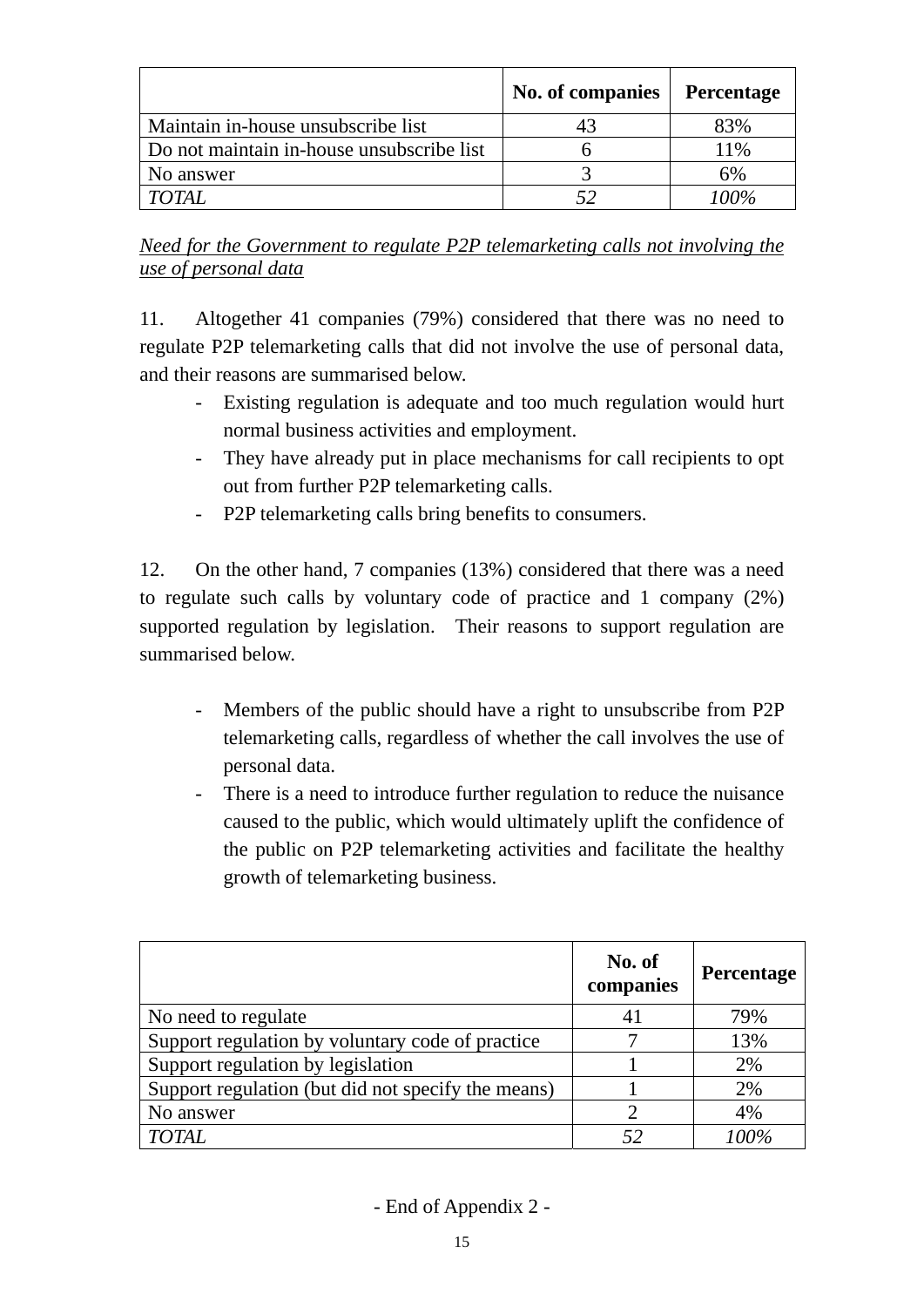| | No. of companies | Percentage |
|---|---|---|
| Maintain in-house unsubscribe list | 43 | 83% |
| Do not maintain in-house unsubscribe list | 6 | 11% |
| No answer | 3 | 6% |
| *TOTAL* | *52* | *100%* |

<u>*Need for the Government to regulate P2P telemarketing calls not involving the use of personal data*</u>

11. Altogether 41 companies (79%) considered that there was no need to regulate P2P telemarketing calls that did not involve the use of personal data, and their reasons are summarised below.

- Existing regulation is adequate and too much regulation would hurt normal business activities and employment.
- They have already put in place mechanisms for call recipients to opt out from further P2P telemarketing calls.
- P2P telemarketing calls bring benefits to consumers.

12. On the other hand, 7 companies (13%) considered that there was a need to regulate such calls by voluntary code of practice and 1 company (2%) supported regulation by legislation. Their reasons to support regulation are summarised below.

- Members of the public should have a right to unsubscribe from P2P telemarketing calls, regardless of whether the call involves the use of personal data.
- There is a need to introduce further regulation to reduce the nuisance caused to the public, which would ultimately uplift the confidence of the public on P2P telemarketing activities and facilitate the healthy growth of telemarketing business.

| | No. of companies | Percentage |
|---|---|---|
| No need to regulate | 41 | 79% |
| Support regulation by voluntary code of practice | 7 | 13% |
| Support regulation by legislation | 1 | 2% |
| Support regulation (but did not specify the means) | 1 | 2% |
| No answer | 2 | 4% |
| *TOTAL* | *52* | *100%* |

- End of Appendix 2 -